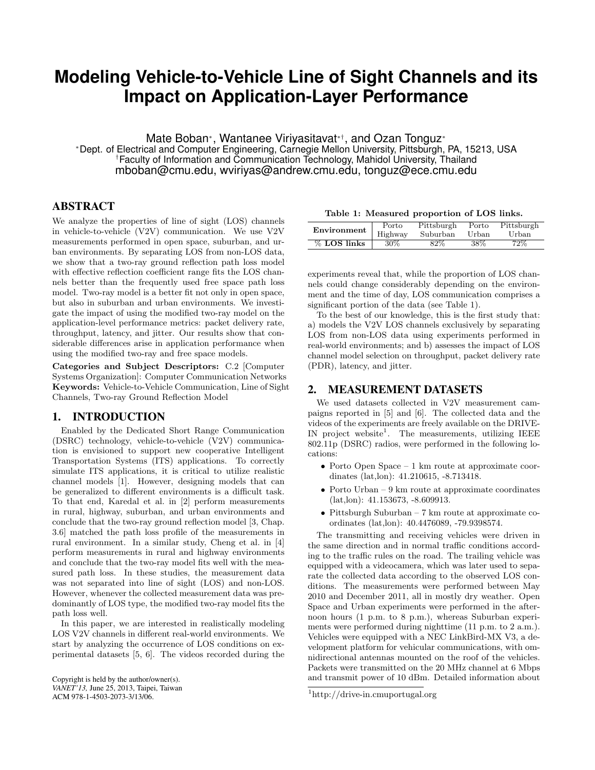# Modeling Vehicle-to-Vehicle Line of Sight Channels and its Impact on Application-Layer Performance

Mate Boban*, Wantanee Viriyasitavat*†, and Ozan Tonguz*

*Dept. of Electrical and Computer Engineering, Carnegie Mellon University, Pittsburgh, PA, 15213, USA
†Faculty of Information and Communication Technology, Mahidol University, Thailand
mboban@cmu.edu, wviriyas@andrew.cmu.edu, tonguz@ece.cmu.edu

## ABSTRACT

We analyze the properties of line of sight (LOS) channels in vehicle-to-vehicle (V2V) communication. We use V2V measurements performed in open space, suburban, and urban environments. By separating LOS from non-LOS data, we show that a two-ray ground reflection path loss model with effective reflection coefficient range fits the LOS channels better than the frequently used free space path loss model. Two-ray model is a better fit not only in open space, but also in suburban and urban environments. We investigate the impact of using the modified two-ray model on the application-level performance metrics: packet delivery rate, throughput, latency, and jitter. Our results show that considerable differences arise in application performance when using the modified two-ray and free space models.

**Categories and Subject Descriptors:** C.2 [Computer Systems Organization]: Computer Communication Networks
**Keywords:** Vehicle-to-Vehicle Communication, Line of Sight Channels, Two-ray Ground Reflection Model

## 1. INTRODUCTION

Enabled by the Dedicated Short Range Communication (DSRC) technology, vehicle-to-vehicle (V2V) communication is envisioned to support new cooperative Intelligent Transportation Systems (ITS) applications. To correctly simulate ITS applications, it is critical to utilize realistic channel models [1]. However, designing models that can be generalized to different environments is a difficult task. To that end, Karedal et al. in [2] perform measurements in rural, highway, suburban, and urban environments and conclude that the two-ray ground reflection model [3, Chap. 3.6] matched the path loss profile of the measurements in rural environment. In a similar study, Cheng et al. in [4] perform measurements in rural and highway environments and conclude that the two-ray model fits well with the measured path loss. In these studies, the measurement data was not separated into line of sight (LOS) and non-LOS. However, whenever the collected measurement data was predominantly of LOS type, the modified two-ray model fits the path loss well.

In this paper, we are interested in realistically modeling LOS V2V channels in different real-world environments. We start by analyzing the occurrence of LOS conditions on experimental datasets [5, 6]. The videos recorded during the experiments reveal that, while the proportion of LOS channels could change considerably depending on the environment and the time of day, LOS communication comprises a significant portion of the data (see Table 1).

Copyright is held by the author/owner(s).
*VANET'13,* June 25, 2013, Taipei, Taiwan
ACM 978-1-4503-2073-3/13/06.

**Table 1: Measured proportion of LOS links.**

| Environment | Porto Highway | Pittsburgh Suburban | Porto Urban | Pittsburgh Urban |
|---|---|---|---|---|
| **% LOS links** | 30% | 82% | 38% | 72% |

To the best of our knowledge, this is the first study that: a) models the V2V LOS channels exclusively by separating LOS from non-LOS data using experiments performed in real-world environments; and b) assesses the impact of LOS channel model selection on throughput, packet delivery rate (PDR), latency, and jitter.

## 2. MEASUREMENT DATASETS

We used datasets collected in V2V measurement campaigns reported in [5] and [6]. The collected data and the videos of the experiments are freely available on the DRIVE-IN project website[1]. The measurements, utilizing IEEE 802.11p (DSRC) radios, were performed in the following locations:

- Porto Open Space – 1 km route at approximate coordinates (lat,lon): 41.210615, -8.713418.
- Porto Urban – 9 km route at approximate coordinates (lat,lon): 41.153673, -8.609913.
- Pittsburgh Suburban – 7 km route at approximate coordinates (lat,lon): 40.4476089, -79.9398574.

The transmitting and receiving vehicles were driven in the same direction and in normal traffic conditions according to the traffic rules on the road. The trailing vehicle was equipped with a videocamera, which was later used to separate the collected data according to the observed LOS conditions. The measurements were performed between May 2010 and December 2011, all in mostly dry weather. Open Space and Urban experiments were performed in the afternoon hours (1 p.m. to 8 p.m.), whereas Suburban experiments were performed during nighttime (11 p.m. to 2 a.m.). Vehicles were equipped with a NEC LinkBird-MX V3, a development platform for vehicular communications, with omnidirectional antennas mounted on the roof of the vehicles. Packets were transmitted on the 20 MHz channel at 6 Mbps and transmit power of 10 dBm. Detailed information about

[1] http://drive-in.cmuportugal.org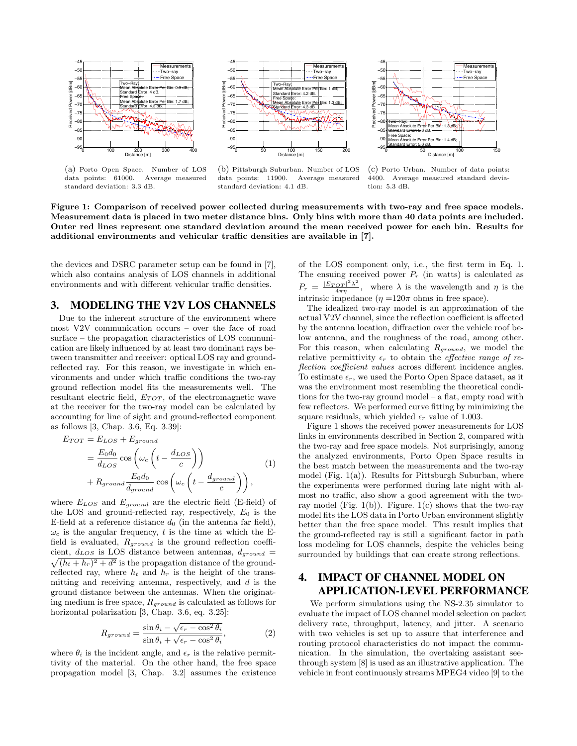(a) Porto Open Space. Number of LOS data points: 61000. Average measured standard deviation: 3.3 dB.

(b) Pittsburgh Suburban. Number of LOS data points: 11900. Average measured standard deviation: 4.1 dB.

(c) Porto Urban. Number of data points: 4400. Average measured standard deviation: 5.3 dB.

**Figure 1: Comparison of received power collected during measurements with two-ray and free space models. Measurement data is placed in two meter distance bins. Only bins with more than 40 data points are included. Outer red lines represent one standard deviation around the mean received power for each bin. Results for additional environments and vehicular traffic densities are available in [7].**

the devices and DSRC parameter setup can be found in [7], which also contains analysis of LOS channels in additional environments and with different vehicular traffic densities.

## 3. MODELING THE V2V LOS CHANNELS

Due to the inherent structure of the environment where most V2V communication occurs – over the face of road surface – the propagation characteristics of LOS communication are likely influenced by at least two dominant rays between transmitter and receiver: optical LOS ray and ground-reflected ray. For this reason, we investigate in which environments and under which traffic conditions the two-ray ground reflection model fits the measurements well. The resultant electric field, $E_{TOT}$, of the electromagnetic wave at the receiver for the two-ray model can be calculated by accounting for line of sight and ground-reflected component as follows [3, Chap. 3.6, Eq. 3.39]:

$$
\begin{aligned}
E_{TOT} &= E_{LOS} + E_{ground} \\
&= \frac{E_0 d_0}{d_{LOS}} \cos\left(\omega_c\left(t - \frac{d_{LOS}}{c}\right)\right) \\
&+ R_{ground}\frac{E_0 d_0}{d_{ground}} \cos\left(\omega_c\left(t - \frac{d_{ground}}{c}\right)\right),
\end{aligned} \tag{1}
$$

where $E_{LOS}$ and $E_{ground}$ are the electric field (E-field) of the LOS and ground-reflected ray, respectively, $E_0$ is the E-field at a reference distance $d_0$ (in the antenna far field), $\omega_c$ is the angular frequency, $t$ is the time at which the E-field is evaluated, $R_{ground}$ is the ground reflection coefficient, $d_{LOS}$ is LOS distance between antennas, $d_{ground} = \sqrt{(h_t + h_r)^2 + d^2}$ is the propagation distance of the ground-reflected ray, where $h_t$ and $h_r$ is the height of the transmitting and receiving antenna, respectively, and $d$ is the ground distance between the antennas. When the originating medium is free space, $R_{ground}$ is calculated as follows for horizontal polarization [3, Chap. 3.6, eq. 3.25]:

$$
R_{ground} = \frac{\sin\theta_i - \sqrt{\epsilon_r - \cos^2\theta_i}}{\sin\theta_i + \sqrt{\epsilon_r - \cos^2\theta_i}}, \tag{2}
$$

where $\theta_i$ is the incident angle, and $\epsilon_r$ is the relative permittivity of the material. On the other hand, the free space propagation model [3, Chap. 3.2] assumes the existence of the LOS component only, i.e., the first term in Eq. 1. The ensuing received power $P_r$ (in watts) is calculated as $P_r = \frac{|E_{TOT}|^2\lambda^2}{4\pi\eta}$, where $\lambda$ is the wavelength and $\eta$ is the intrinsic impedance ($\eta = 120\pi$ ohms in free space).

The idealized two-ray model is an approximation of the actual V2V channel, since the reflection coefficient is affected by the antenna location, diffraction over the vehicle roof below antenna, and the roughness of the road, among other. For this reason, when calculating $R_{ground}$, we model the relative permittivity $\epsilon_r$ to obtain the *effective range of reflection coefficient values* across different incidence angles. To estimate $\epsilon_r$, we used the Porto Open Space dataset, as it was the environment most resembling the theoretical conditions for the two-ray ground model – a flat, empty road with few reflectors. We performed curve fitting by minimizing the square residuals, which yielded $\epsilon_r$ value of 1.003.

Figure 1 shows the received power measurements for LOS links in environments described in Section 2, compared with the two-ray and free space models. Not surprisingly, among the analyzed environments, Porto Open Space results in the best match between the measurements and the two-ray model (Fig. 1(a)). Results for Pittsburgh Suburban, where the experiments were performed during late night with almost no traffic, also show a good agreement with the two-ray model (Fig. 1(b)). Figure. 1(c) shows that the two-ray model fits the LOS data in Porto Urban environment slightly better than the free space model. This result implies that the ground-reflected ray is still a significant factor in path loss modeling for LOS channels, despite the vehicles being surrounded by buildings that can create strong reflections.

## 4. IMPACT OF CHANNEL MODEL ON APPLICATION-LEVEL PERFORMANCE

We perform simulations using the NS-2.35 simulator to evaluate the impact of LOS channel model selection on packet delivery rate, throughput, latency, and jitter. A scenario with two vehicles is set up to assure that interference and routing protocol characteristics do not impact the communication. In the simulation, the overtaking assistant see-through system [8] is used as an illustrative application. The vehicle in front continuously streams MPEG4 video [9] to the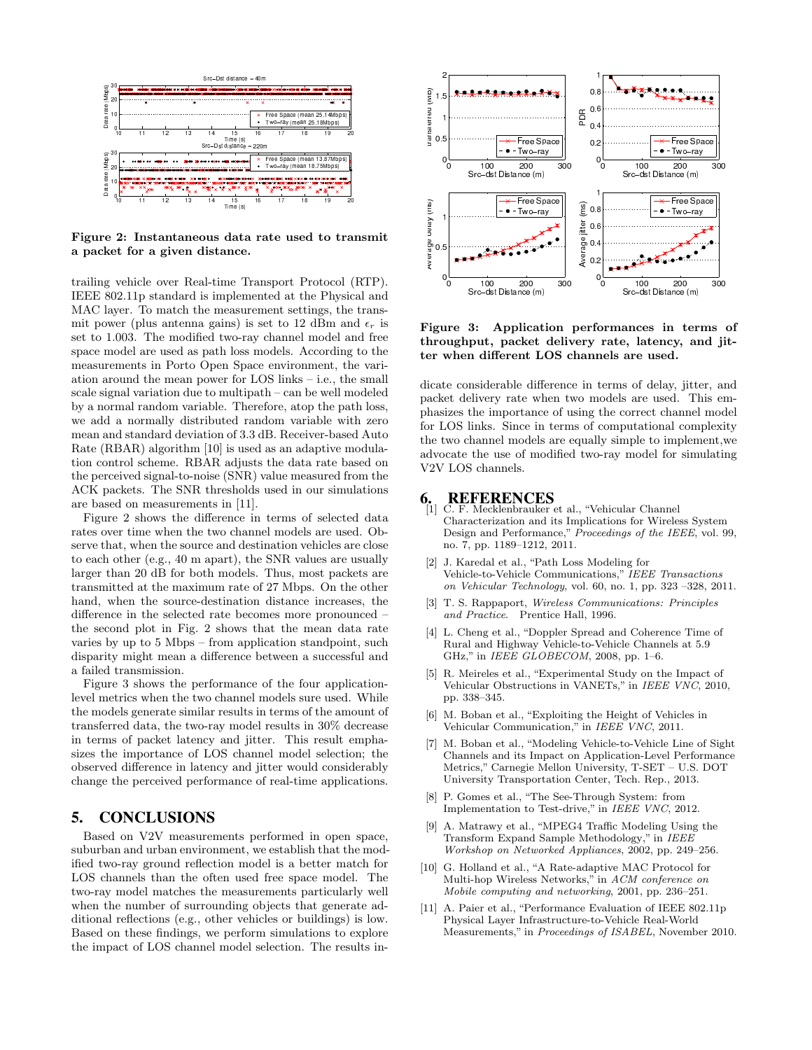Src–Dst distance = 40m

Data rate (Mbps)

Free Space (mean 25.14Mbps)
Two–ray (mean 25.18Mbps)

Time (s)

Src–Dst distance = 220m

Free Space (mean 13.87Mbps)
Two–ray (mean 18.75Mbps)

Time (s)

**Figure 2: Instantaneous data rate used to transmit a packet for a given distance.**

trailing vehicle over Real-time Transport Protocol (RTP). IEEE 802.11p standard is implemented at the Physical and MAC layer. To match the measurement settings, the transmit power (plus antenna gains) is set to 12 dBm and $\epsilon_r$ is set to 1.003. The modified two-ray channel model and free space model are used as path loss models. According to the measurements in Porto Open Space environment, the variation around the mean power for LOS links – i.e., the small scale signal variation due to multipath – can be well modeled by a normal random variable. Therefore, atop the path loss, we add a normally distributed random variable with zero mean and standard deviation of 3.3 dB. Receiver-based Auto Rate (RBAR) algorithm [10] is used as an adaptive modulation control scheme. RBAR adjusts the data rate based on the perceived signal-to-noise (SNR) value measured from the ACK packets. The SNR thresholds used in our simulations are based on measurements in [11].

Figure 2 shows the difference in terms of selected data rates over time when the two channel models are used. Observe that, when the source and destination vehicles are close to each other (e.g., 40 m apart), the SNR values are usually larger than 20 dB for both models. Thus, most packets are transmitted at the maximum rate of 27 Mbps. On the other hand, when the source-destination distance increases, the difference in the selected rate becomes more pronounced – the second plot in Fig. 2 shows that the mean data rate varies by up to 5 Mbps – from application standpoint, such disparity might mean a difference between a successful and a failed transmission.

Figure 3 shows the performance of the four application-level metrics when the two channel models sure used. While the models generate similar results in terms of the amount of transferred data, the two-ray model results in 30% decrease in terms of packet latency and jitter. This result emphasizes the importance of LOS channel model selection; the observed difference in latency and jitter would considerably change the perceived performance of real-time applications.

Transferred (MB)

Src-dst Distance (m)

Free Space
Two-ray

PDR

Src-dst Distance (m)

Free Space
Two-ray

Average delay (ms)

Src-dst Distance (m)

Free Space
Two-ray

Average jitter (ms)

Src-dst Distance (m)

Free Space
Two-ray

**Figure 3: Application performances in terms of throughput, packet delivery rate, latency, and jitter when different LOS channels are used.**

## 5. CONCLUSIONS

Based on V2V measurements performed in open space, suburban and urban environment, we establish that the modified two-ray ground reflection model is a better match for LOS channels than the often used free space model. The two-ray model matches the measurements particularly well when the number of surrounding objects that generate additional reflections (e.g., other vehicles or buildings) is low. Based on these findings, we perform simulations to explore the impact of LOS channel model selection. The results indicate considerable difference in terms of delay, jitter, and packet delivery rate when two models are used. This emphasizes the importance of using the correct channel model for LOS links. Since in terms of computational complexity the two channel models are equally simple to implement,we advocate the use of modified two-ray model for simulating V2V LOS channels.

## 6. REFERENCES

[1] C. F. Mecklenbrauker et al., "Vehicular Channel Characterization and its Implications for Wireless System Design and Performance," *Proceedings of the IEEE*, vol. 99, no. 7, pp. 1189–1212, 2011.

[2] J. Karedal et al., "Path Loss Modeling for Vehicle-to-Vehicle Communications," *IEEE Transactions on Vehicular Technology*, vol. 60, no. 1, pp. 323 –328, 2011.

[3] T. S. Rappaport, *Wireless Communications: Principles and Practice.* Prentice Hall, 1996.

[4] L. Cheng et al., "Doppler Spread and Coherence Time of Rural and Highway Vehicle-to-Vehicle Channels at 5.9 GHz," in *IEEE GLOBECOM*, 2008, pp. 1–6.

[5] R. Meireles et al., "Experimental Study on the Impact of Vehicular Obstructions in VANETs," in *IEEE VNC*, 2010, pp. 338–345.

[6] M. Boban et al., "Exploiting the Height of Vehicles in Vehicular Communication," in *IEEE VNC*, 2011.

[7] M. Boban et al., "Modeling Vehicle-to-Vehicle Line of Sight Channels and its Impact on Application-Level Performance Metrics," Carnegie Mellon University, T-SET – U.S. DOT University Transportation Center, Tech. Rep., 2013.

[8] P. Gomes et al., "The See-Through System: from Implementation to Test-drive," in *IEEE VNC*, 2012.

[9] A. Matrawy et al., "MPEG4 Traffic Modeling Using the Transform Expand Sample Methodology," in *IEEE Workshop on Networked Appliances*, 2002, pp. 249–256.

[10] G. Holland et al., "A Rate-adaptive MAC Protocol for Multi-hop Wireless Networks," in *ACM conference on Mobile computing and networking*, 2001, pp. 236–251.

[11] A. Paier et al., "Performance Evaluation of IEEE 802.11p Physical Layer Infrastructure-to-Vehicle Real-World Measurements," in *Proceedings of ISABEL*, November 2010.